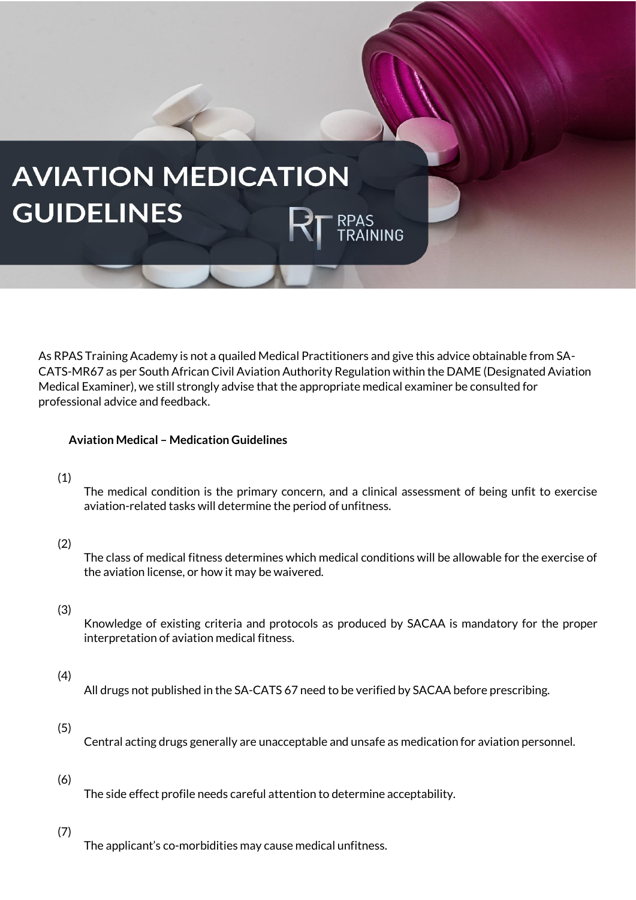# AVIATION MEDICATION GUIDELINES

RPAS TRAINING

As RPAS Training Academy is not a quailed Medical Practitioners and give this advice obtainable from SA-CATS-MR67 as per South African Civil Aviation Authority Regulation within the DAME (Designated Aviation Medical Examiner), we still strongly advise that the appropriate medical examiner be consulted for professional advice and feedback.

**Aviation Medical – Medication Guidelines**

(1) The medical condition is the primary concern, and a clinical assessment of being unfit to exercise aviation-related tasks will determine the period of unfitness.

(2) The class of medical fitness determines which medical conditions will be allowable for the exercise of the aviation license, or how it may be waivered.

(3) Knowledge of existing criteria and protocols as produced by SACAA is mandatory for the proper interpretation of aviation medical fitness.

(4) All drugs not published in the SA-CATS 67 need to be verified by SACAA before prescribing.

(5) Central acting drugs generally are unacceptable and unsafe as medication for aviation personnel.

(6) The side effect profile needs careful attention to determine acceptability.

(7) The applicant's co-morbidities may cause medical unfitness.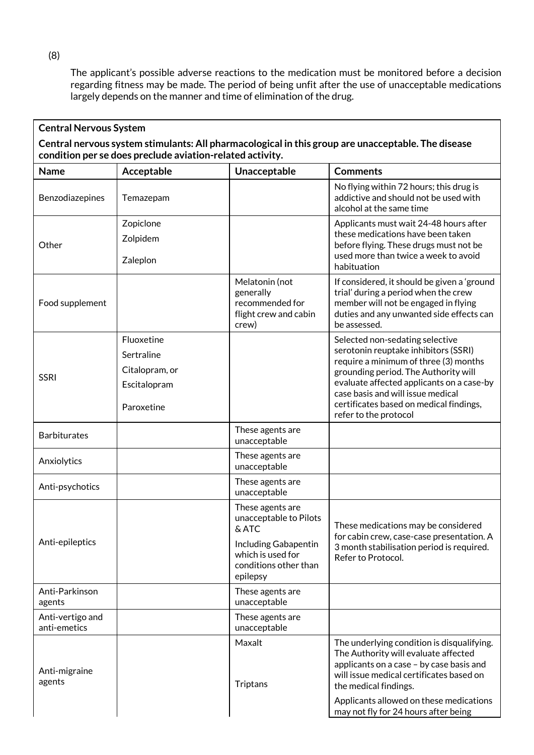(8)

The applicant's possible adverse reactions to the medication must be monitored before a decision regarding fitness may be made. The period of being unfit after the use of unacceptable medications largely depends on the manner and time of elimination of the drug.

| **Central Nervous System**<br>**Central nervous system stimulants: All pharmacological in this group are unacceptable. The disease condition per se does preclude aviation-related activity.** | | | |
|---|---|---|---|
| **Name** | **Acceptable** | **Unacceptable** | **Comments** |
| Benzodiazepines | Temazepam | | No flying within 72 hours; this drug is addictive and should not be used with alcohol at the same time |
| Other | Zopiclone<br>Zolpidem<br>Zaleplon | | Applicants must wait 24-48 hours after these medications have been taken before flying. These drugs must not be used more than twice a week to avoid habituation |
| Food supplement | | Melatonin (not generally recommended for flight crew and cabin crew) | If considered, it should be given a 'ground trial' during a period when the crew member will not be engaged in flying duties and any unwanted side effects can be assessed. |
| SSRI | Fluoxetine<br>Sertraline<br>Citalopram, or<br>Escitalopram<br>Paroxetine | | Selected non-sedating selective serotonin reuptake inhibitors (SSRI) require a minimum of three (3) months grounding period. The Authority will evaluate affected applicants on a case-by case basis and will issue medical certificates based on medical findings, refer to the protocol |
| Barbiturates | | These agents are unacceptable | |
| Anxiolytics | | These agents are unacceptable | |
| Anti-psychotics | | These agents are unacceptable | |
| Anti-epileptics | | These agents are unacceptable to Pilots & ATC<br>Including Gabapentin which is used for conditions other than epilepsy | These medications may be considered for cabin crew, case-case presentation. A 3 month stabilisation period is required. Refer to Protocol. |
| Anti-Parkinson agents | | These agents are unacceptable | |
| Anti-vertigo and anti-emetics | | These agents are unacceptable | |
| Anti-migraine agents | | Maxalt<br>Triptans | The underlying condition is disqualifying. The Authority will evaluate affected applicants on a case – by case basis and will issue medical certificates based on the medical findings.<br>Applicants allowed on these medications may not fly for 24 hours after being |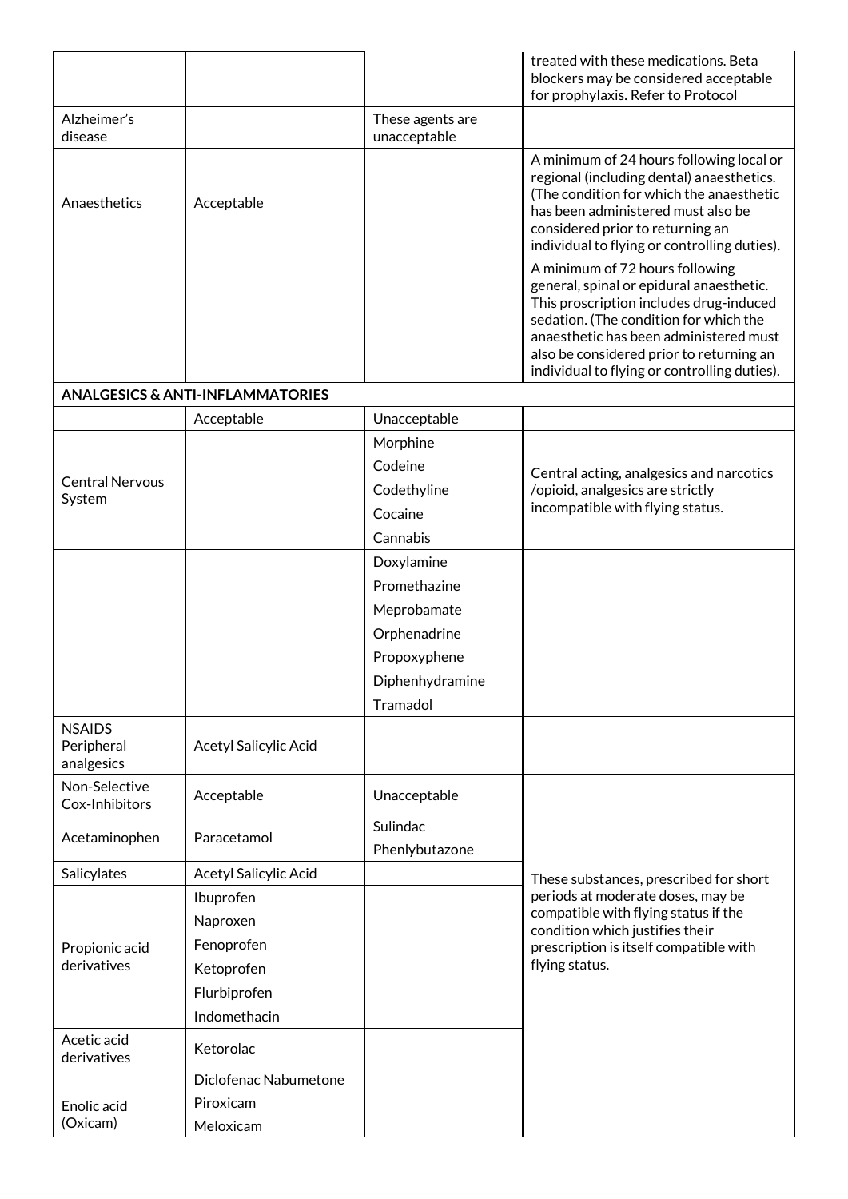| | | | |
|---|---|---|---|
| | | | treated with these medications. Beta blockers may be considered acceptable for prophylaxis. Refer to Protocol |
| Alzheimer's disease | | These agents are unacceptable | |
| Anaesthetics | Acceptable | | A minimum of 24 hours following local or regional (including dental) anaesthetics. (The condition for which the anaesthetic has been administered must also be considered prior to returning an individual to flying or controlling duties).<br><br>A minimum of 72 hours following general, spinal or epidural anaesthetic. This proscription includes drug-induced sedation. (The condition for which the anaesthetic has been administered must also be considered prior to returning an individual to flying or controlling duties). |
| **ANALGESICS & ANTI-INFLAMMATORIES** | | | |
| | Acceptable | Unacceptable | |
| Central Nervous System | | Morphine<br>Codeine<br>Codethyline<br>Cocaine<br>Cannabis | Central acting, analgesics and narcotics /opioid, analgesics are strictly incompatible with flying status. |
| | | Doxylamine<br>Promethazine<br>Meprobamate<br>Orphenadrine<br>Propoxyphene<br>Diphenhydramine<br>Tramadol | |
| NSAIDS Peripheral analgesics | Acetyl Salicylic Acid | | |
| Non-Selective Cox-Inhibitors | Acceptable | Unacceptable | These substances, prescribed for short periods at moderate doses, may be compatible with flying status if the condition which justifies their prescription is itself compatible with flying status. |
| Acetaminophen | Paracetamol | Sulindac<br>Phenlybutazone | |
| Salicylates | Acetyl Salicylic Acid | | |
| Propionic acid derivatives | Ibuprofen<br>Naproxen<br>Fenoprofen<br>Ketoprofen<br>Flurbiprofen<br>Indomethacin | | |
| Acetic acid derivatives | Ketorolac<br>Diclofenac Nabumetone | | |
| Enolic acid (Oxicam) | Piroxicam<br>Meloxicam | | |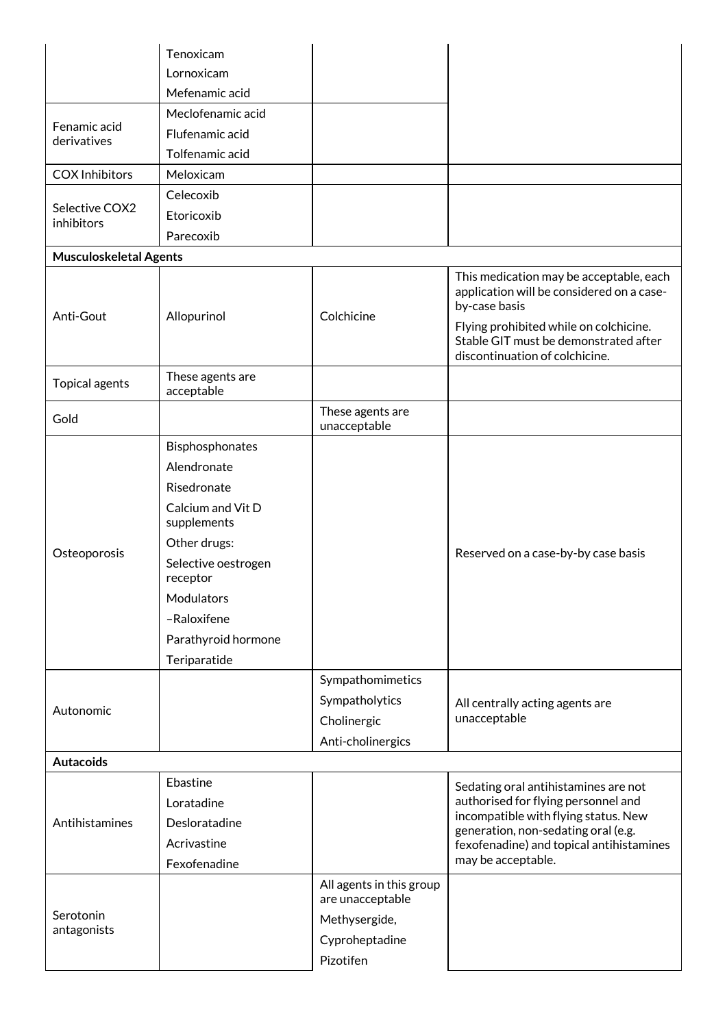| | | | |
|---|---|---|---|
| | Tenoxicam<br>Lornoxicam<br>Mefenamic acid | | |
| Fenamic acid derivatives | Meclofenamic acid<br>Flufenamic acid<br>Tolfenamic acid | | |
| COX Inhibitors | Meloxicam | | |
| Selective COX2 inhibitors | Celecoxib<br>Etoricoxib<br>Parecoxib | | |
| **Musculoskeletal Agents** | | | |
| Anti-Gout | Allopurinol | Colchicine | This medication may be acceptable, each application will be considered on a case-by-case basis<br>Flying prohibited while on colchicine. Stable GIT must be demonstrated after discontinuation of colchicine. |
| Topical agents | These agents are acceptable | | |
| Gold | | These agents are unacceptable | |
| Osteoporosis | Bisphosphonates<br>Alendronate<br>Risedronate<br>Calcium and Vit D supplements<br>Other drugs:<br>Selective oestrogen receptor<br>Modulators<br>–Raloxifene<br>Parathyroid hormone<br>Teriparatide | | Reserved on a case-by-by case basis |
| Autonomic | | Sympathomimetics<br>Sympatholytics<br>Cholinergic<br>Anti-cholinergics | All centrally acting agents are unacceptable |
| **Autacoids** | | | |
| Antihistamines | Ebastine<br>Loratadine<br>Desloratadine<br>Acrivastine<br>Fexofenadine | | Sedating oral antihistamines are not authorised for flying personnel and incompatible with flying status. New generation, non-sedating oral (e.g. fexofenadine) and topical antihistamines may be acceptable. |
| Serotonin antagonists | | All agents in this group are unacceptable<br>Methysergide,<br>Cyproheptadine<br>Pizotifen | |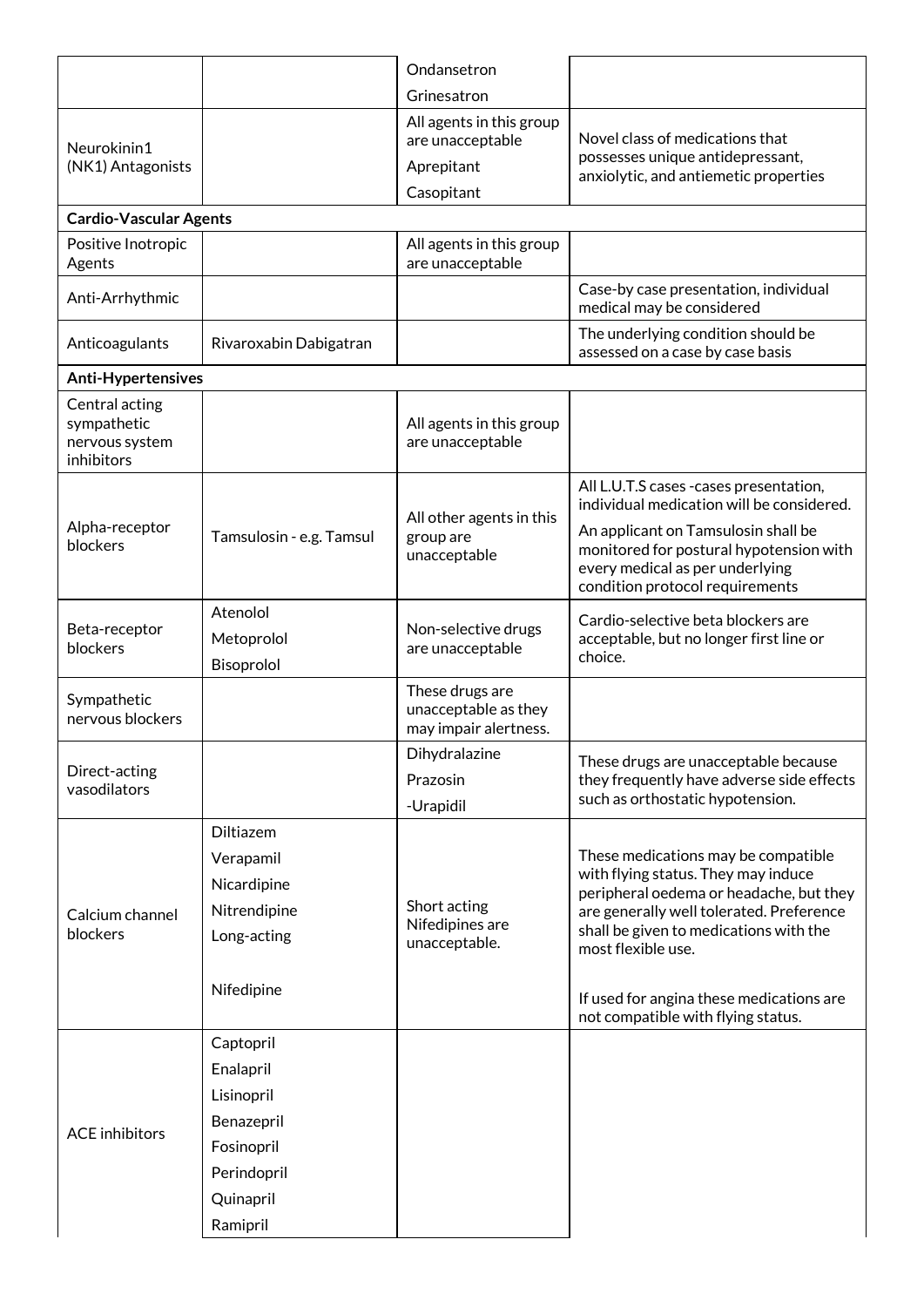| | | | |
|---|---|---|---|
| | | Ondansetron<br>Grinesatron | |
| Neurokinin1 (NK1) Antagonists | | All agents in this group are unacceptable<br>Aprepitant<br>Casopitant | Novel class of medications that possesses unique antidepressant, anxiolytic, and antiemetic properties |
| **Cardio-Vascular Agents** | | | |
| Positive Inotropic Agents | | All agents in this group are unacceptable | |
| Anti-Arrhythmic | | | Case-by case presentation, individual medical may be considered |
| Anticoagulants | Rivaroxabin Dabigatran | | The underlying condition should be assessed on a case by case basis |
| **Anti-Hypertensives** | | | |
| Central acting sympathetic nervous system inhibitors | | All agents in this group are unacceptable | |
| Alpha-receptor blockers | Tamsulosin - e.g. Tamsul | All other agents in this group are unacceptable | All L.U.T.S cases -cases presentation, individual medication will be considered.<br>An applicant on Tamsulosin shall be monitored for postural hypotension with every medical as per underlying condition protocol requirements |
| Beta-receptor blockers | Atenolol<br>Metoprolol<br>Bisoprolol | Non-selective drugs are unacceptable | Cardio-selective beta blockers are acceptable, but no longer first line or choice. |
| Sympathetic nervous blockers | | These drugs are unacceptable as they may impair alertness. | |
| Direct-acting vasodilators | | Dihydralazine<br>Prazosin<br>-Urapidil | These drugs are unacceptable because they frequently have adverse side effects such as orthostatic hypotension. |
| Calcium channel blockers | Diltiazem<br>Verapamil<br>Nicardipine<br>Nitrendipine<br>Long-acting<br><br>Nifedipine | Short acting Nifedipines are unacceptable. | These medications may be compatible with flying status. They may induce peripheral oedema or headache, but they are generally well tolerated. Preference shall be given to medications with the most flexible use.<br><br>If used for angina these medications are not compatible with flying status. |
| ACE inhibitors | Captopril<br>Enalapril<br>Lisinopril<br>Benazepril<br>Fosinopril<br>Perindopril<br>Quinapril<br>Ramipril | | |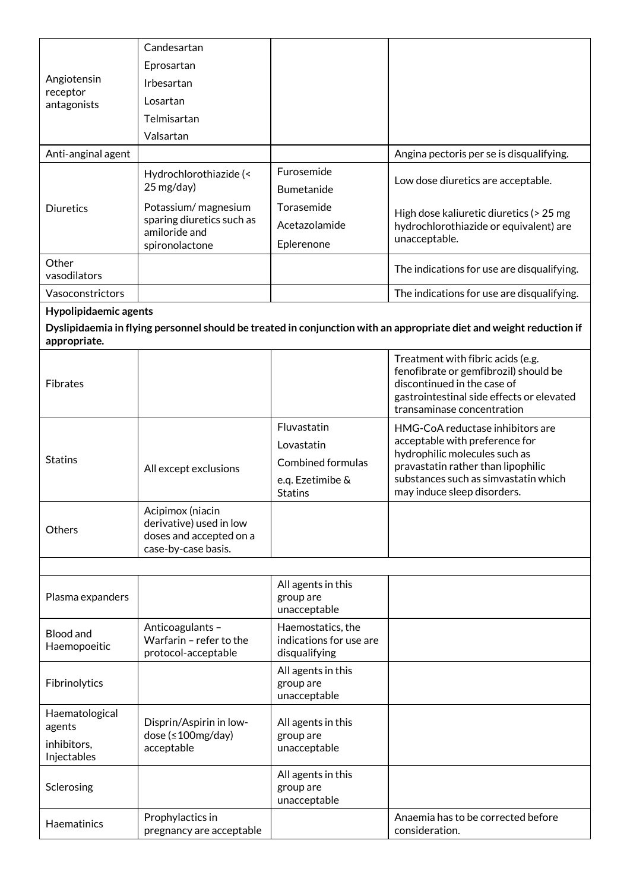| | | | |
|---|---|---|---|
| Angiotensin receptor antagonists | Candesartan<br>Eprosartan<br>Irbesartan<br>Losartan<br>Telmisartan<br>Valsartan | | |
| Anti-anginal agent | | | Angina pectoris per se is disqualifying. |
| Diuretics | Hydrochlorothiazide (< 25 mg/day)<br>Potassium/ magnesium sparing diuretics such as amiloride and spironolactone | Furosemide<br>Bumetanide<br>Torasemide<br>Acetazolamide<br>Eplerenone | Low dose diuretics are acceptable.<br><br>High dose kaliuretic diuretics (> 25 mg hydrochlorothiazide or equivalent) are unacceptable. |
| Other vasodilators | | | The indications for use are disqualifying. |
| Vasoconstrictors | | | The indications for use are disqualifying. |
| **Hypolipidaemic agents**<br>**Dyslipidaemia in flying personnel should be treated in conjunction with an appropriate diet and weight reduction if appropriate.** | | | |
| Fibrates | | | Treatment with fibric acids (e.g. fenofibrate or gemfibrozil) should be discontinued in the case of gastrointestinal side effects or elevated transaminase concentration |
| Statins | All except exclusions | Fluvastatin<br>Lovastatin<br>Combined formulas e.g. Ezetimibe & Statins | HMG-CoA reductase inhibitors are acceptable with preference for hydrophilic molecules such as pravastatin rather than lipophilic substances such as simvastatin which may induce sleep disorders. |
| Others | Acipimox (niacin derivative) used in low doses and accepted on a case-by-case basis. | | |
| | | | |
| Plasma expanders | | All agents in this group are unacceptable | |
| Blood and Haemopoeitic | Anticoagulants – Warfarin – refer to the protocol-acceptable | Haemostatics, the indications for use are disqualifying | |
| Fibrinolytics | | All agents in this group are unacceptable | |
| Haematological agents<br>inhibitors, Injectables | Disprin/Aspirin in low-dose (≤100mg/day) acceptable | All agents in this group are unacceptable | |
| Sclerosing | | All agents in this group are unacceptable | |
| Haematinics | Prophylactics in pregnancy are acceptable | | Anaemia has to be corrected before consideration. |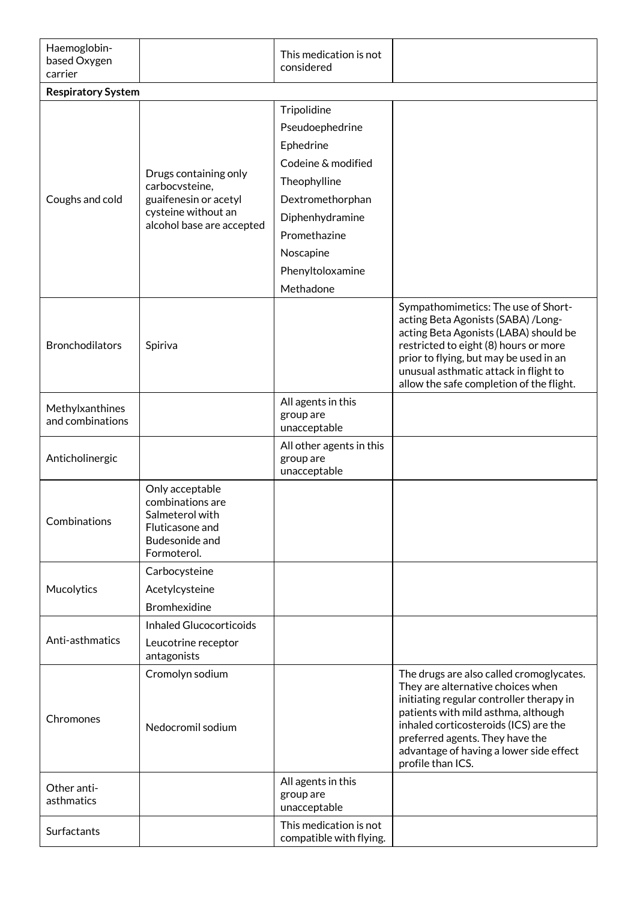| | | | |
|---|---|---|---|
| Haemoglobin-based Oxygen carrier | | This medication is not considered | |
| **Respiratory System** | | | |
| Coughs and cold | Drugs containing only carbocvsteine, guaifenesin or acetyl cysteine without an alcohol base are accepted | Tripolidine<br>Pseudoephedrine<br>Ephedrine<br>Codeine & modified<br>Theophylline<br>Dextromethorphan<br>Diphenhydramine<br>Promethazine<br>Noscapine<br>Phenyltoloxamine<br>Methadone | |
| Bronchodilators | Spiriva | | Sympathomimetics: The use of Short-acting Beta Agonists (SABA) /Long-acting Beta Agonists (LABA) should be restricted to eight (8) hours or more prior to flying, but may be used in an unusual asthmatic attack in flight to allow the safe completion of the flight. |
| Methylxanthines and combinations | | All agents in this group are unacceptable | |
| Anticholinergic | | All other agents in this group are unacceptable | |
| Combinations | Only acceptable combinations are Salmeterol with Fluticasone and Budesonide and Formoterol. | | |
| Mucolytics | Carbocysteine<br>Acetylcysteine<br>Bromhexidine | | |
| Anti-asthmatics | Inhaled Glucocorticoids<br>Leucotrine receptor antagonists | | |
| Chromones | Cromolyn sodium<br><br>Nedocromil sodium | | The drugs are also called cromoglycates. They are alternative choices when initiating regular controller therapy in patients with mild asthma, although inhaled corticosteroids (ICS) are the preferred agents. They have the advantage of having a lower side effect profile than ICS. |
| Other anti-asthmatics | | All agents in this group are unacceptable | |
| Surfactants | | This medication is not compatible with flying. | |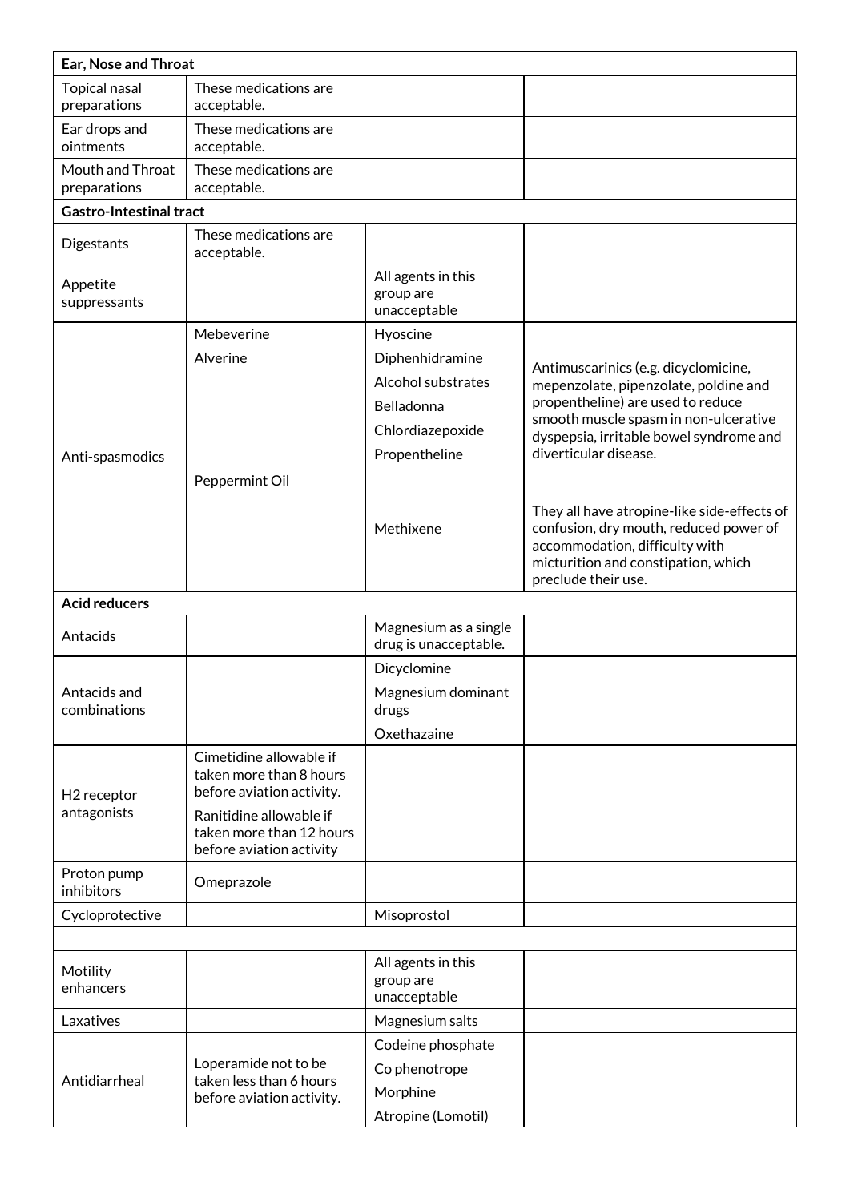| Ear, Nose and Throat | | | |
|---|---|---|---|
| Topical nasal preparations | These medications are acceptable. | | |
| Ear drops and ointments | These medications are acceptable. | | |
| Mouth and Throat preparations | These medications are acceptable. | | |
| **Gastro-Intestinal tract** | | | |
| Digestants | These medications are acceptable. | | |
| Appetite suppressants | | All agents in this group are unacceptable | |
| Anti-spasmodics | Mebeverine<br>Alverine<br>Peppermint Oil | Hyoscine<br>Diphenhidramine<br>Alcohol substrates<br>Belladonna<br>Chlordiazepoxide<br>Propentheline<br>Methixene | Antimuscarinics (e.g. dicyclomicine, mepenzolate, pipenzolate, poldine and propentheline) are used to reduce smooth muscle spasm in non-ulcerative dyspepsia, irritable bowel syndrome and diverticular disease.<br>They all have atropine-like side-effects of confusion, dry mouth, reduced power of accommodation, difficulty with micturition and constipation, which preclude their use. |
| **Acid reducers** | | | |
| Antacids | | Magnesium as a single drug is unacceptable. | |
| Antacids and combinations | | Dicyclomine<br>Magnesium dominant drugs<br>Oxethazaine | |
| H2 receptor antagonists | Cimetidine allowable if taken more than 8 hours before aviation activity.<br>Ranitidine allowable if taken more than 12 hours before aviation activity | | |
| Proton pump inhibitors | Omeprazole | | |
| Cycloprotective | | Misoprostol | |
| | | | |
| Motility enhancers | | All agents in this group are unacceptable | |
| Laxatives | | Magnesium salts | |
| Antidiarrheal | Loperamide not to be taken less than 6 hours before aviation activity. | Codeine phosphate<br>Co phenotrope<br>Morphine<br>Atropine (Lomotil) | |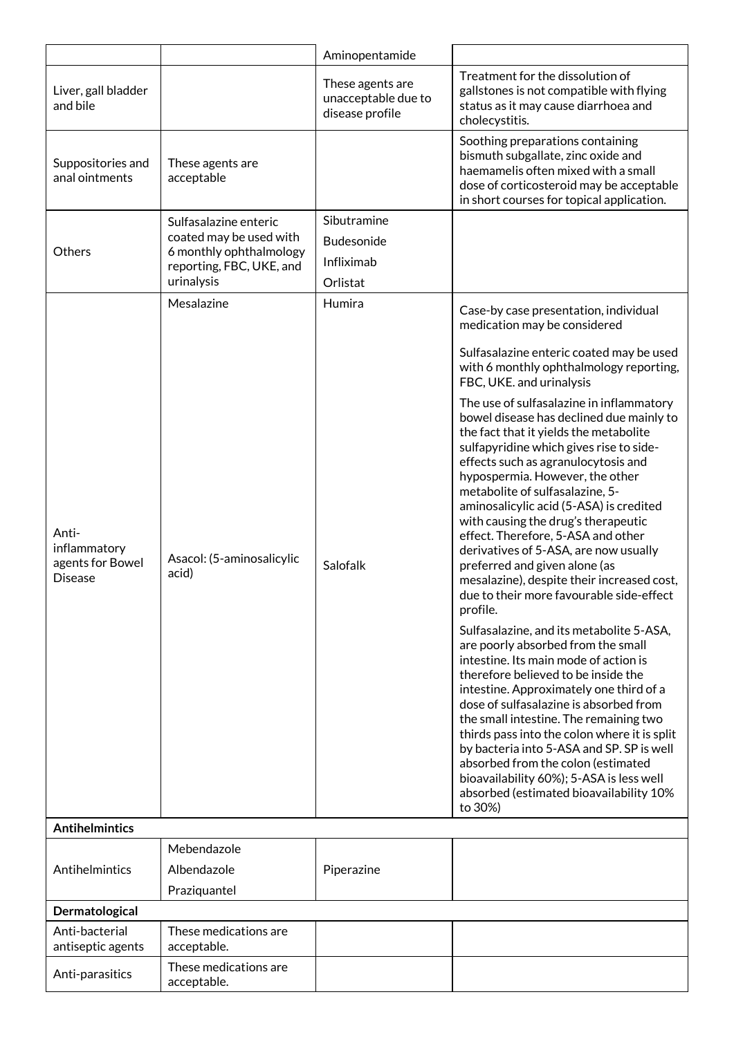| | | | |
|---|---|---|---|
| | | Aminopentamide | |
| Liver, gall bladder and bile | | These agents are unacceptable due to disease profile | Treatment for the dissolution of gallstones is not compatible with flying status as it may cause diarrhoea and cholecystitis. |
| Suppositories and anal ointments | These agents are acceptable | | Soothing preparations containing bismuth subgallate, zinc oxide and haemamelis often mixed with a small dose of corticosteroid may be acceptable in short courses for topical application. |
| Others | Sulfasalazine enteric coated may be used with 6 monthly ophthalmology reporting, FBC, UKE, and urinalysis | Sibutramine<br>Budesonide<br>Infliximab<br>Orlistat | |
| Anti-inflammatory agents for Bowel Disease | Mesalazine<br><br>Asacol: (5-aminosalicylic acid) | Humira<br><br>Salofalk | Case-by case presentation, individual medication may be considered<br><br>Sulfasalazine enteric coated may be used with 6 monthly ophthalmology reporting, FBC, UKE. and urinalysis<br><br>The use of sulfasalazine in inflammatory bowel disease has declined due mainly to the fact that it yields the metabolite sulfapyridine which gives rise to side-effects such as agranulocytosis and hypospermia. However, the other metabolite of sulfasalazine, 5-aminosalicylic acid (5-ASA) is credited with causing the drug's therapeutic effect. Therefore, 5-ASA and other derivatives of 5-ASA, are now usually preferred and given alone (as mesalazine), despite their increased cost, due to their more favourable side-effect profile.<br><br>Sulfasalazine, and its metabolite 5-ASA, are poorly absorbed from the small intestine. Its main mode of action is therefore believed to be inside the intestine. Approximately one third of a dose of sulfasalazine is absorbed from the small intestine. The remaining two thirds pass into the colon where it is split by bacteria into 5-ASA and SP. SP is well absorbed from the colon (estimated bioavailability 60%); 5-ASA is less well absorbed (estimated bioavailability 10% to 30%) |
| **Antihelmintics** | | | |
| Antihelmintics | Mebendazole<br>Albendazole<br>Praziquantel | Piperazine | |
| **Dermatological** | | | |
| Anti-bacterial antiseptic agents | These medications are acceptable. | | |
| Anti-parasitics | These medications are acceptable. | | |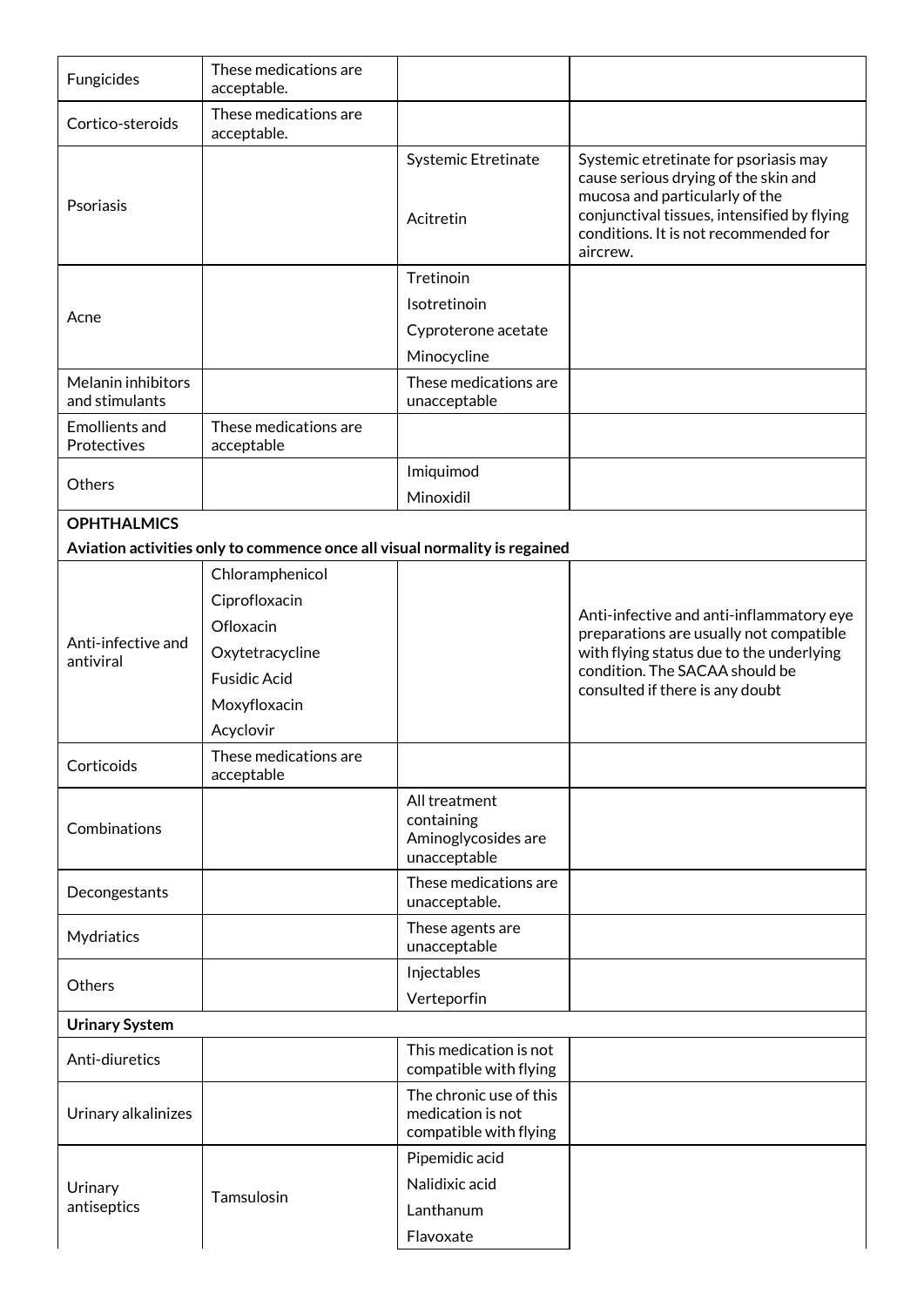| | | | |
|---|---|---|---|
| Fungicides | These medications are acceptable. | | |
| Cortico-steroids | These medications are acceptable. | | |
| Psoriasis | | Systemic Etretinate<br><br>Acitretin | Systemic etretinate for psoriasis may cause serious drying of the skin and mucosa and particularly of the conjunctival tissues, intensified by flying conditions. It is not recommended for aircrew. |
| Acne | | Tretinoin<br>Isotretinoin<br>Cyproterone acetate<br>Minocycline | |
| Melanin inhibitors and stimulants | | These medications are unacceptable | |
| Emollients and Protectives | These medications are acceptable | | |
| Others | | Imiquimod<br>Minoxidil | |
| **OPHTHALMICS**<br>**Aviation activities only to commence once all visual normality is regained** | | | |
| Anti-infective and antiviral | Chloramphenicol<br>Ciprofloxacin<br>Ofloxacin<br>Oxytetracycline<br>Fusidic Acid<br>Moxyfloxacin<br>Acyclovir | | Anti-infective and anti-inflammatory eye preparations are usually not compatible with flying status due to the underlying condition. The SACAA should be consulted if there is any doubt |
| Corticoids | These medications are acceptable | | |
| Combinations | | All treatment containing Aminoglycosides are unacceptable | |
| Decongestants | | These medications are unacceptable. | |
| Mydriatics | | These agents are unacceptable | |
| Others | | Injectables<br>Verteporfin | |
| **Urinary System** | | | |
| Anti-diuretics | | This medication is not compatible with flying | |
| Urinary alkalinizes | | The chronic use of this medication is not compatible with flying | |
| Urinary antiseptics | Tamsulosin | Pipemidic acid<br>Nalidixic acid<br>Lanthanum<br>Flavoxate | |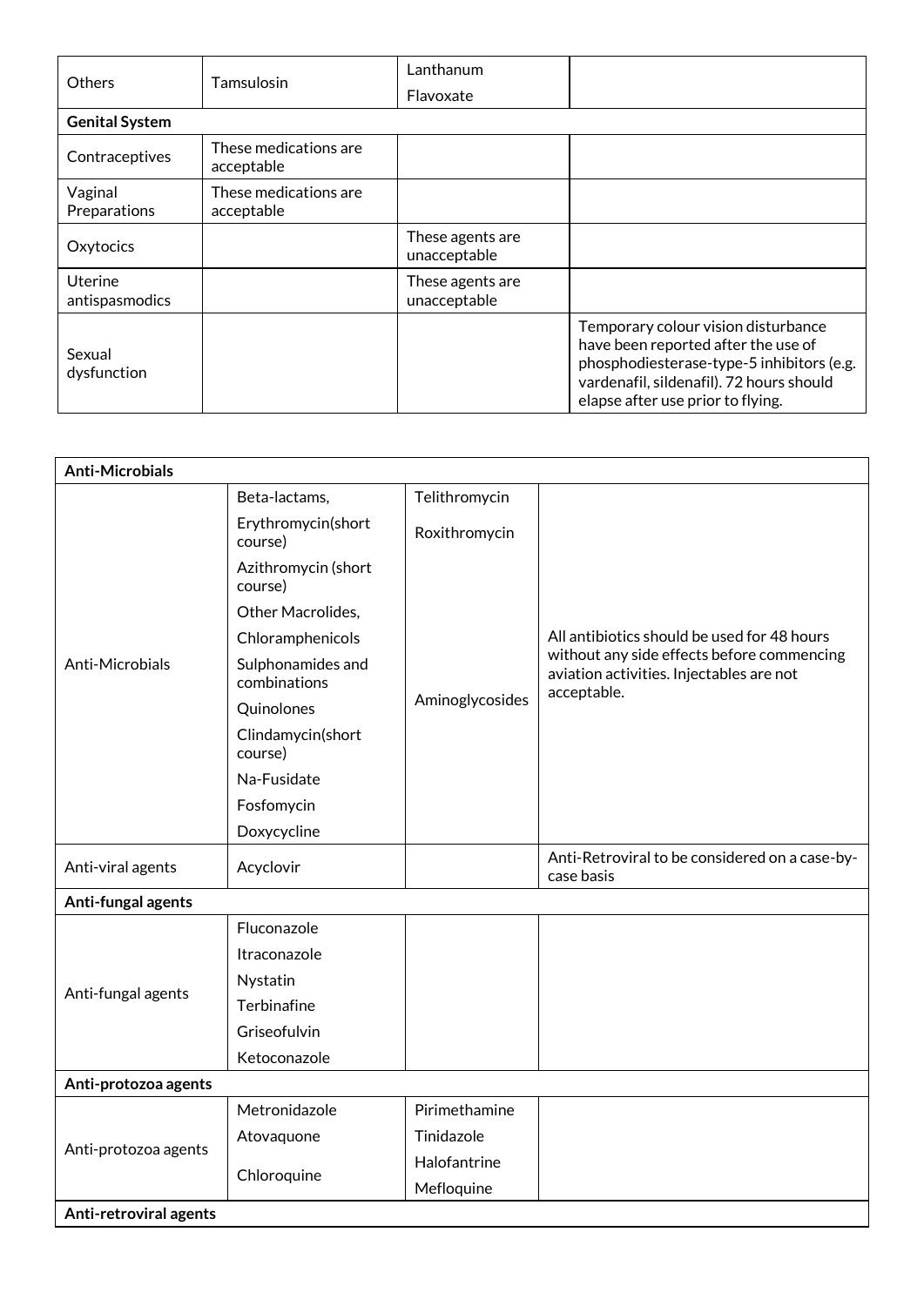| | | | |
|---|---|---|---|
| Others | Tamsulosin | Lanthanum<br>Flavoxate | |
| **Genital System** | | | |
| Contraceptives | These medications are acceptable | | |
| Vaginal Preparations | These medications are acceptable | | |
| Oxytocics | | These agents are unacceptable | |
| Uterine antispasmodics | | These agents are unacceptable | |
| Sexual dysfunction | | | Temporary colour vision disturbance have been reported after the use of phosphodiesterase-type-5 inhibitors (e.g. vardenafil, sildenafil). 72 hours should elapse after use prior to flying. |

| | | | |
|---|---|---|---|
| **Anti-Microbials** | | | |
| Anti-Microbials | Beta-lactams,<br>Erythromycin(short course)<br>Azithromycin (short course)<br>Other Macrolides,<br>Chloramphenicols<br>Sulphonamides and combinations<br>Quinolones<br>Clindamycin(short course)<br>Na-Fusidate<br>Fosfomycin<br>Doxycycline | Telithromycin<br>Roxithromycin<br>Aminoglycosides | All antibiotics should be used for 48 hours without any side effects before commencing aviation activities. Injectables are not acceptable. |
| Anti-viral agents | Acyclovir | | Anti-Retroviral to be considered on a case-by-case basis |
| **Anti-fungal agents** | | | |
| Anti-fungal agents | Fluconazole<br>Itraconazole<br>Nystatin<br>Terbinafine<br>Griseofulvin<br>Ketoconazole | | |
| **Anti-protozoa agents** | | | |
| Anti-protozoa agents | Metronidazole<br>Atovaquone<br>Chloroquine | Pirimethamine<br>Tinidazole<br>Halofantrine<br>Mefloquine | |
| **Anti-retroviral agents** | | | |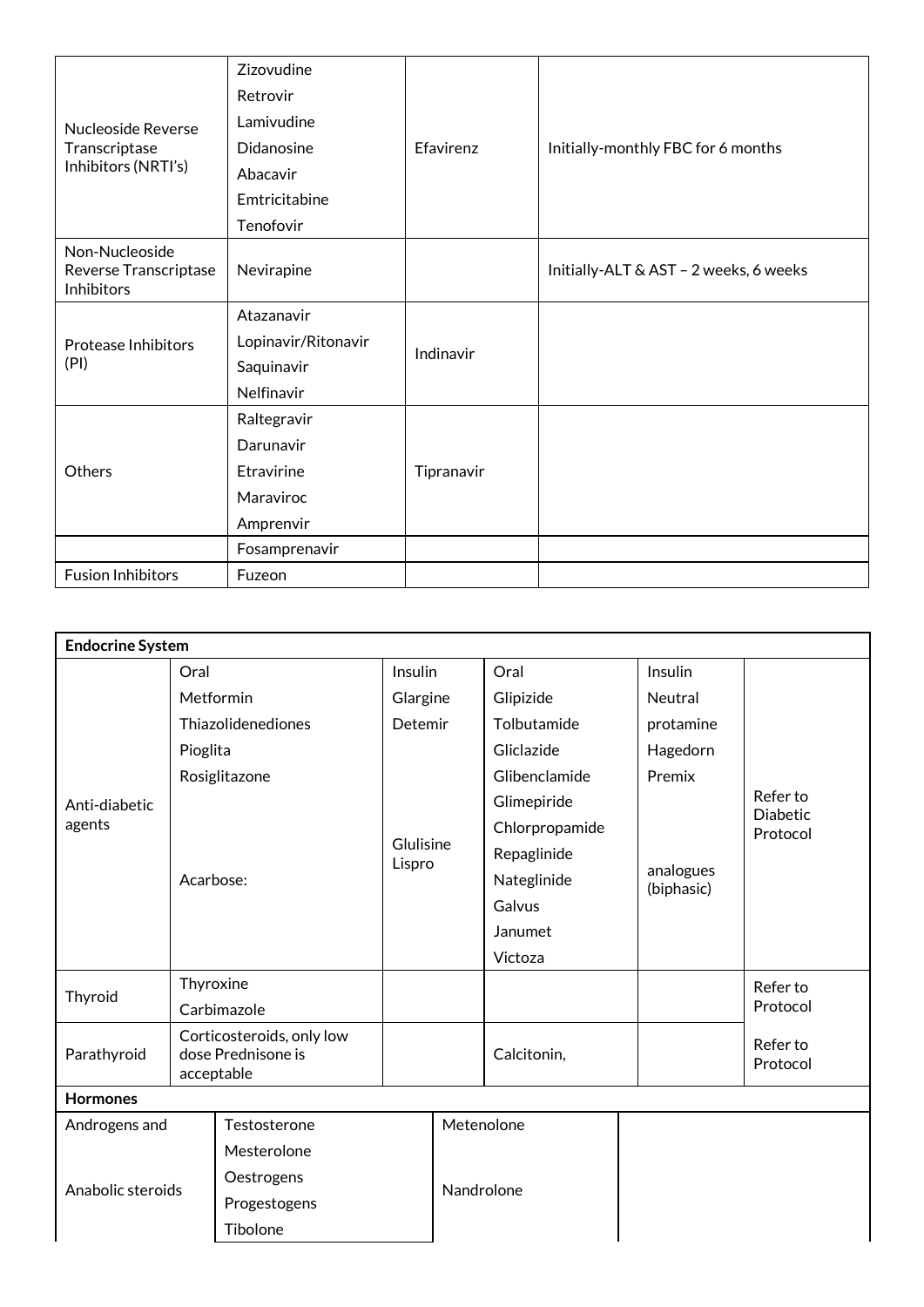| | | | |
|---|---|---|---|
| Nucleoside Reverse Transcriptase Inhibitors (NRTI's) | Zizovudine<br>Retrovir<br>Lamivudine<br>Didanosine<br>Abacavir<br>Emtricitabine<br>Tenofovir | Efavirenz | Initially-monthly FBC for 6 months |
| Non-Nucleoside Reverse Transcriptase Inhibitors | Nevirapine | | Initially-ALT & AST – 2 weeks, 6 weeks |
| Protease Inhibitors (PI) | Atazanavir<br>Lopinavir/Ritonavir<br>Saquinavir<br>Nelfinavir | Indinavir | |
| Others | Raltegravir<br>Darunavir<br>Etravirine<br>Maraviroc<br>Amprenvir | Tipranavir | |
| | Fosamprenavir | | |
| Fusion Inhibitors | Fuzeon | | |

| Endocrine System | | | | | |
|---|---|---|---|---|---|
| Anti-diabetic agents | Oral<br>Metformin<br>Thiazolidenediones<br>Pioglita<br>Rosiglitazone<br><br>Acarbose: | Insulin<br>Glargine<br>Detemir<br><br>Glulisine<br>Lispro | Oral<br>Glipizide<br>Tolbutamide<br>Gliclazide<br>Glibenclamide<br>Glimepiride<br>Chlorpropamide<br>Repaglinide<br>Nateglinide<br>Galvus<br>Janumet<br>Victoza | Insulin<br>Neutral<br>protamine<br>Hagedorn<br>Premix<br><br>analogues (biphasic) | Refer to Diabetic Protocol |
| Thyroid | Thyroxine<br>Carbimazole | | | | Refer to Protocol |
| Parathyroid | Corticosteroids, only low dose Prednisone is acceptable | | Calcitonin, | | Refer to Protocol |

| Hormones | | | |
|---|---|---|---|
| Androgens and Anabolic steroids | Testosterone<br>Mesterolone<br>Oestrogens<br>Progestogens<br>Tibolone | Metenolone<br><br>Nandrolone | |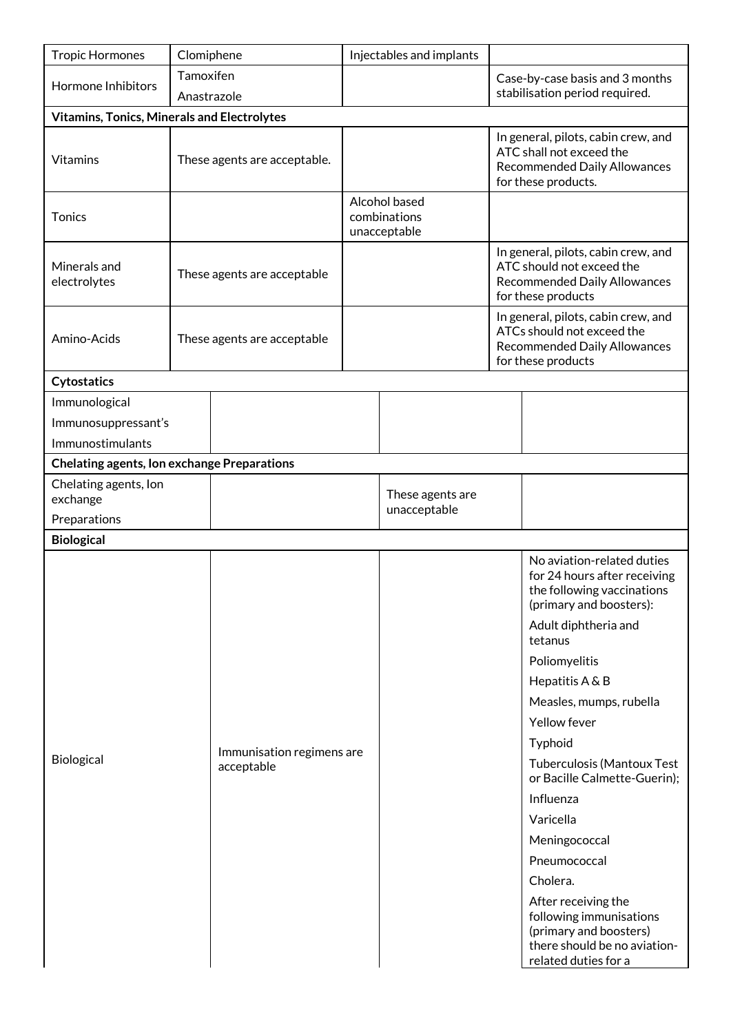| | | | |
|---|---|---|---|
| Tropic Hormones | Clomiphene | Injectables and implants | |
| Hormone Inhibitors | Tamoxifen<br>Anastrazole | | Case-by-case basis and 3 months stabilisation period required. |
| **Vitamins, Tonics, Minerals and Electrolytes** | | | |
| Vitamins | These agents are acceptable. | | In general, pilots, cabin crew, and ATC shall not exceed the Recommended Daily Allowances for these products. |
| Tonics | | Alcohol based combinations unacceptable | |
| Minerals and electrolytes | These agents are acceptable | | In general, pilots, cabin crew, and ATC should not exceed the Recommended Daily Allowances for these products |
| Amino-Acids | These agents are acceptable | | In general, pilots, cabin crew, and ATCs should not exceed the Recommended Daily Allowances for these products |
| **Cytostatics** | | | |
| Immunological<br>Immunosuppressant's<br>Immunostimulants | | | |
| **Chelating agents, Ion exchange Preparations** | | | |
| Chelating agents, Ion exchange<br>Preparations | | These agents are unacceptable | |
| **Biological** | | | |
| Biological | Immunisation regimens are acceptable | | No aviation-related duties for 24 hours after receiving the following vaccinations (primary and boosters):<br>Adult diphtheria and tetanus<br>Poliomyelitis<br>Hepatitis A & B<br>Measles, mumps, rubella<br>Yellow fever<br>Typhoid<br>Tuberculosis (Mantoux Test or Bacille Calmette-Guerin);<br>Influenza<br>Varicella<br>Meningococcal<br>Pneumococcal<br>Cholera.<br>After receiving the following immunisations (primary and boosters) there should be no aviation-related duties for a |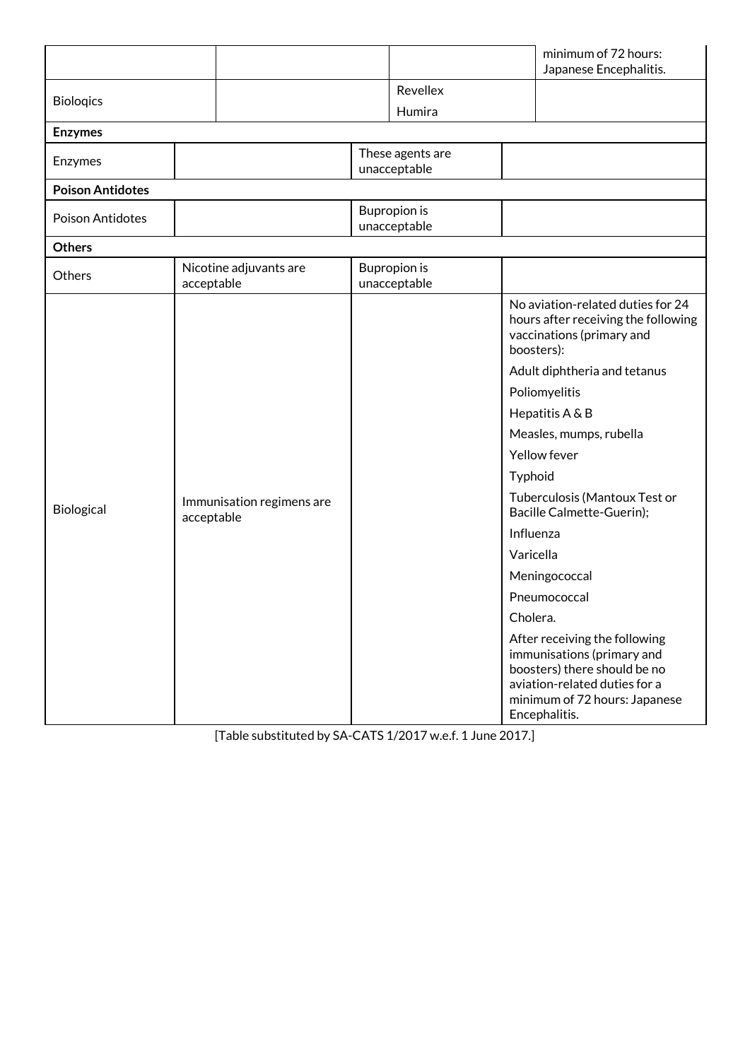| | | | |
|---|---|---|---|
| | | | minimum of 72 hours: Japanese Encephalitis. |
| Bioloqics | | Revellex<br>Humira | |
| **Enzymes** | | | |
| Enzymes | | These agents are unacceptable | |
| **Poison Antidotes** | | | |
| Poison Antidotes | | Bupropion is unacceptable | |
| **Others** | | | |
| Others | Nicotine adjuvants are acceptable | Bupropion is unacceptable | |
| Biological | Immunisation regimens are acceptable | | No aviation-related duties for 24 hours after receiving the following vaccinations (primary and boosters):<br>Adult diphtheria and tetanus<br>Poliomyelitis<br>Hepatitis A & B<br>Measles, mumps, rubella<br>Yellow fever<br>Typhoid<br>Tuberculosis (Mantoux Test or Bacille Calmette-Guerin);<br>Influenza<br>Varicella<br>Meningococcal<br>Pneumococcal<br>Cholera.<br>After receiving the following immunisations (primary and boosters) there should be no aviation-related duties for a minimum of 72 hours: Japanese Encephalitis. |

[Table substituted by SA-CATS 1/2017 w.e.f. 1 June 2017.]